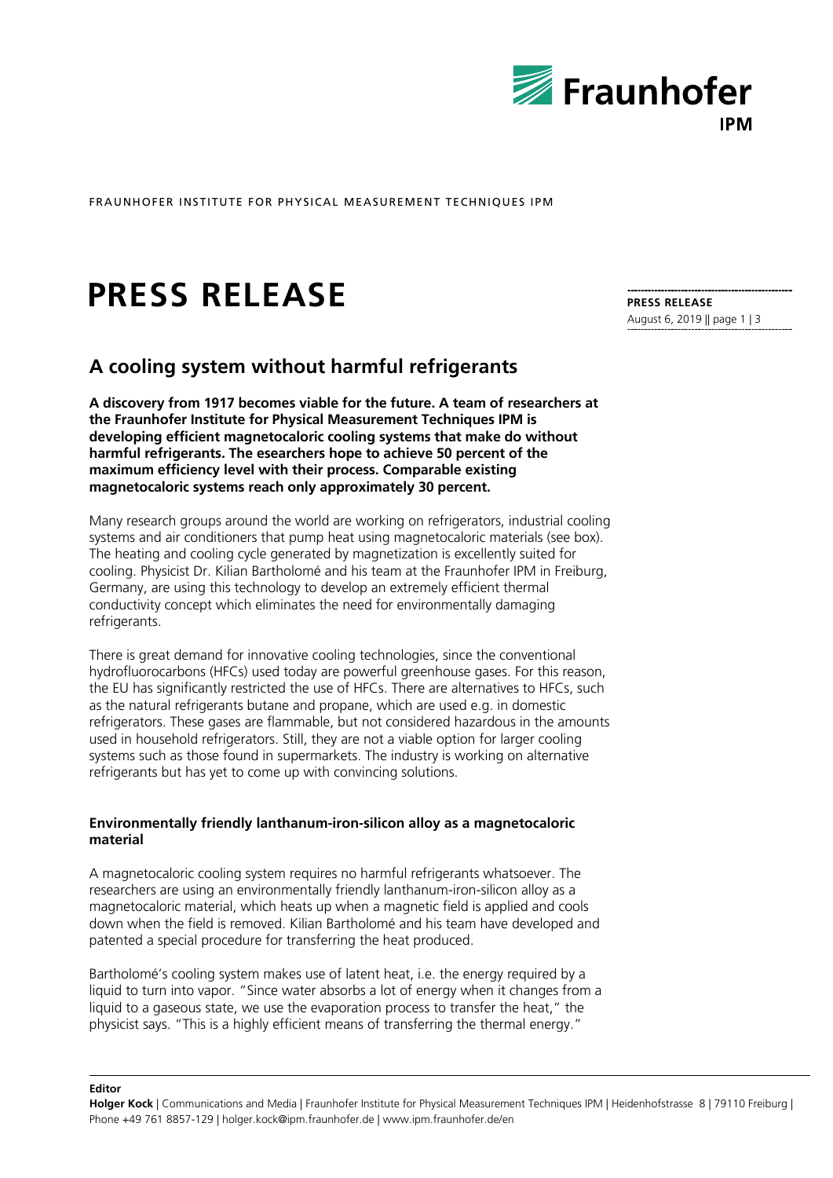FRAUNHOFER INSTITUTE FOR PHYSICAL MEASUREMENT TECHNIQUES IPM

# PRESS RELEASE

**PRESS RELEASE**
August 6, 2019

## A cooling system without harmful refrigerants

**A discovery from 1917 becomes viable for the future. A team of researchers at the Fraunhofer Institute for Physical Measurement Techniques IPM is developing efficient magnetocaloric cooling systems that make do without harmful refrigerants. The esearchers hope to achieve 50 percent of the maximum efficiency level with their process. Comparable existing magnetocaloric systems reach only approximately 30 percent.**

Many research groups around the world are working on refrigerators, industrial cooling systems and air conditioners that pump heat using magnetocaloric materials (see box). The heating and cooling cycle generated by magnetization is excellently suited for cooling. Physicist Dr. Kilian Bartholomé and his team at the Fraunhofer IPM in Freiburg, Germany, are using this technology to develop an extremely efficient thermal conductivity concept which eliminates the need for environmentally damaging refrigerants.

There is great demand for innovative cooling technologies, since the conventional hydrofluorocarbons (HFCs) used today are powerful greenhouse gases. For this reason, the EU has significantly restricted the use of HFCs. There are alternatives to HFCs, such as the natural refrigerants butane and propane, which are used e.g. in domestic refrigerators. These gases are flammable, but not considered hazardous in the amounts used in household refrigerators. Still, they are not a viable option for larger cooling systems such as those found in supermarkets. The industry is working on alternative refrigerants but has yet to come up with convincing solutions.

### Environmentally friendly lanthanum-iron-silicon alloy as a magnetocaloric material

A magnetocaloric cooling system requires no harmful refrigerants whatsoever. The researchers are using an environmentally friendly lanthanum-iron-silicon alloy as a magnetocaloric material, which heats up when a magnetic field is applied and cools down when the field is removed. Kilian Bartholomé and his team have developed and patented a special procedure for transferring the heat produced.

Bartholomé's cooling system makes use of latent heat, i.e. the energy required by a liquid to turn into vapor. "Since water absorbs a lot of energy when it changes from a liquid to a gaseous state, we use the evaporation process to transfer the heat," the physicist says. "This is a highly efficient means of transferring the thermal energy."

**Editor**
**Holger Kock** | Communications and Media | Fraunhofer Institute for Physical Measurement Techniques IPM | Heidenhofstrasse 8 | 79110 Freiburg | Phone +49 761 8857-129 | holger.kock@ipm.fraunhofer.de | www.ipm.fraunhofer.de/en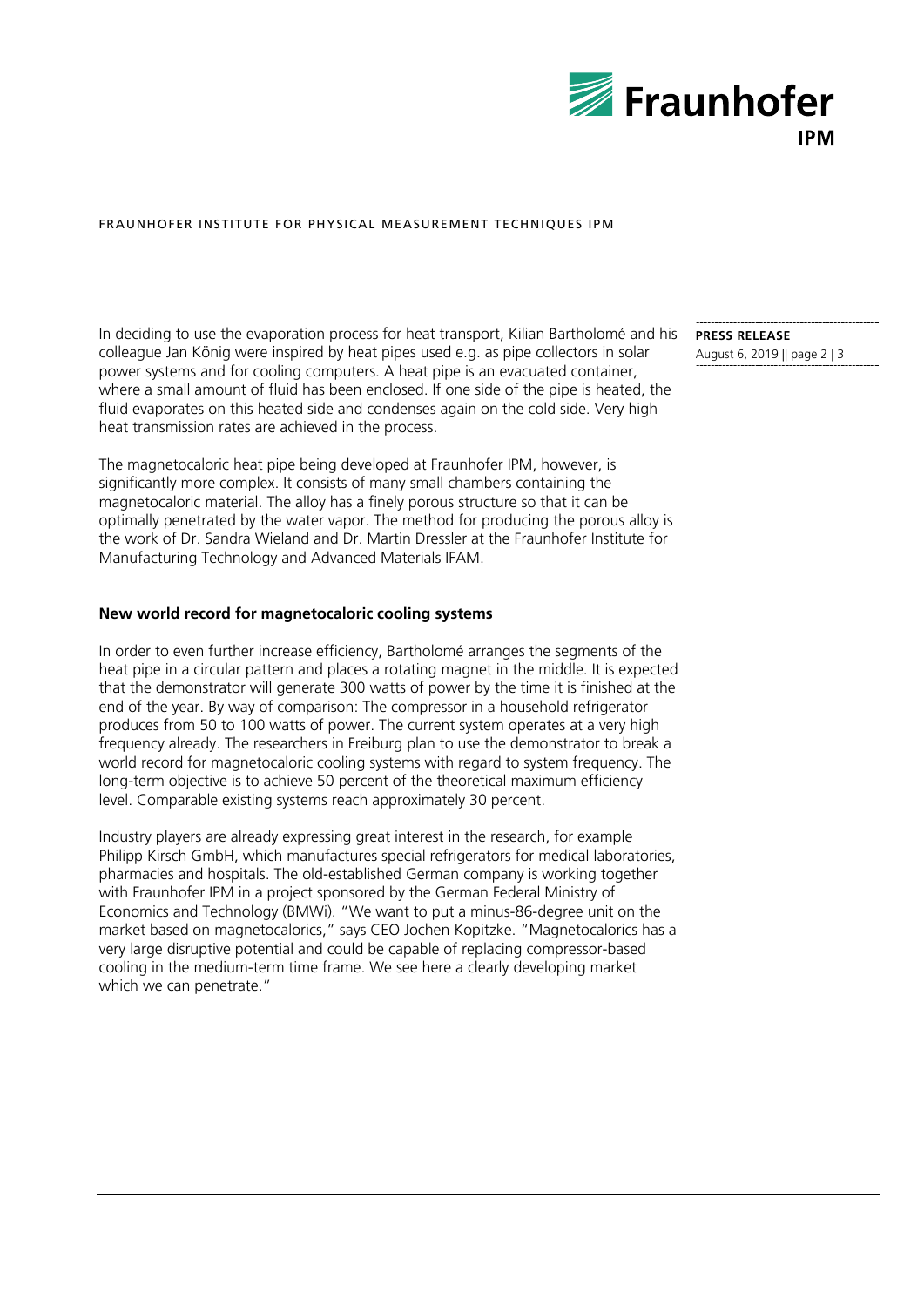In deciding to use the evaporation process for heat transport, Kilian Bartholomé and his colleague Jan König were inspired by heat pipes used e.g. as pipe collectors in solar power systems and for cooling computers. A heat pipe is an evacuated container, where a small amount of fluid has been enclosed. If one side of the pipe is heated, the fluid evaporates on this heated side and condenses again on the cold side. Very high heat transmission rates are achieved in the process.

The magnetocaloric heat pipe being developed at Fraunhofer IPM, however, is significantly more complex. It consists of many small chambers containing the magnetocaloric material. The alloy has a finely porous structure so that it can be optimally penetrated by the water vapor. The method for producing the porous alloy is the work of Dr. Sandra Wieland and Dr. Martin Dressler at the Fraunhofer Institute for Manufacturing Technology and Advanced Materials IFAM.

**New world record for magnetocaloric cooling systems**

In order to even further increase efficiency, Bartholomé arranges the segments of the heat pipe in a circular pattern and places a rotating magnet in the middle. It is expected that the demonstrator will generate 300 watts of power by the time it is finished at the end of the year. By way of comparison: The compressor in a household refrigerator produces from 50 to 100 watts of power. The current system operates at a very high frequency already. The researchers in Freiburg plan to use the demonstrator to break a world record for magnetocaloric cooling systems with regard to system frequency. The long-term objective is to achieve 50 percent of the theoretical maximum efficiency level. Comparable existing systems reach approximately 30 percent.

Industry players are already expressing great interest in the research, for example Philipp Kirsch GmbH, which manufactures special refrigerators for medical laboratories, pharmacies and hospitals. The old-established German company is working together with Fraunhofer IPM in a project sponsored by the German Federal Ministry of Economics and Technology (BMWi). "We want to put a minus-86-degree unit on the market based on magnetocalorics," says CEO Jochen Kopitzke. "Magnetocalorics has a very large disruptive potential and could be capable of replacing compressor-based cooling in the medium-term time frame. We see here a clearly developing market which we can penetrate."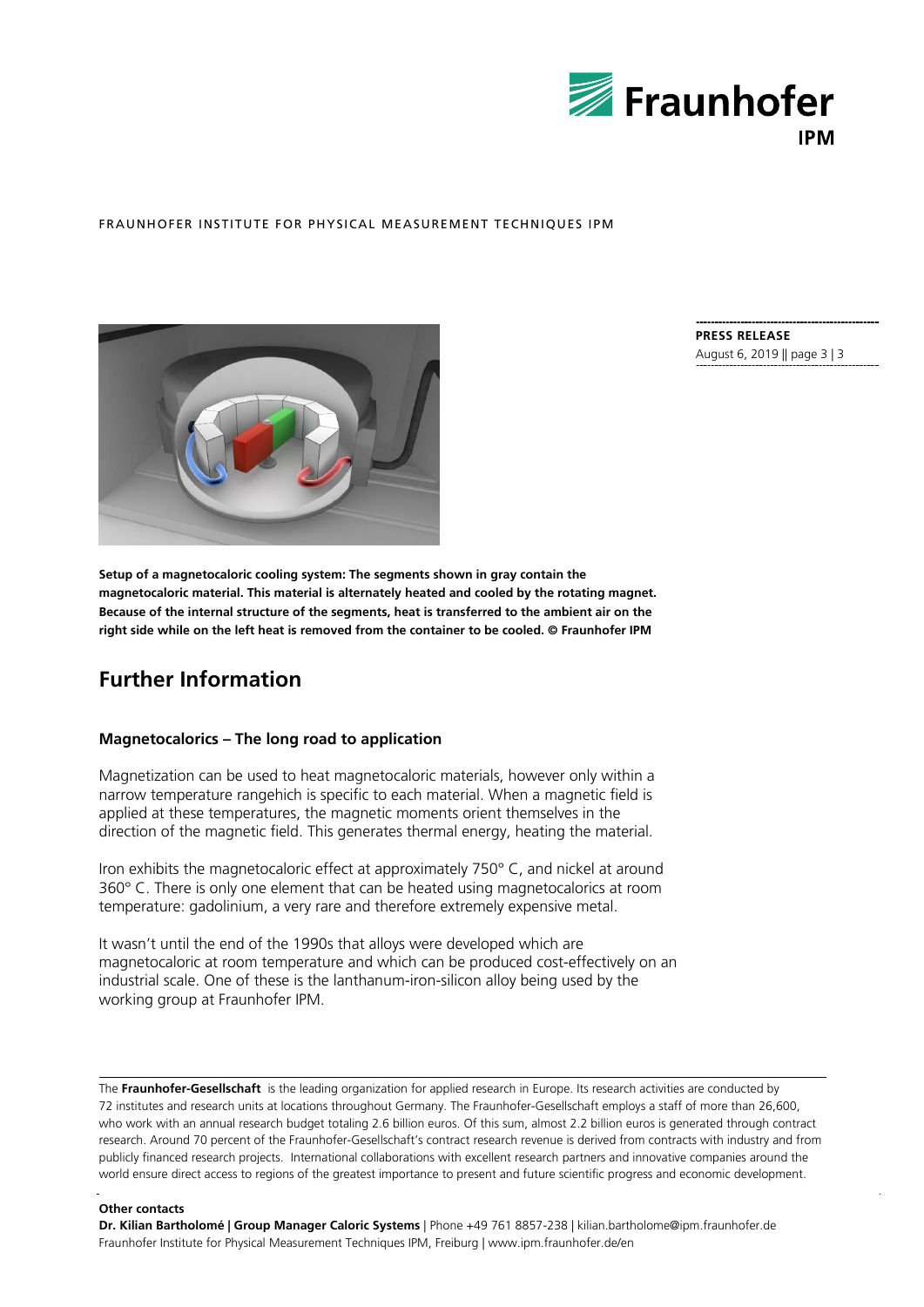FRAUNHOFER INSTITUTE FOR PHYSICAL MEASUREMENT TECHNIQUES IPM

**PRESS RELEASE**
August 6, 2019 || page 3 | 3

**Setup of a magnetocaloric cooling system: The segments shown in gray contain the magnetocaloric material. This material is alternately heated and cooled by the rotating magnet. Because of the internal structure of the segments, heat is transferred to the ambient air on the right side while on the left heat is removed from the container to be cooled. © Fraunhofer IPM**

## Further Information

### Magnetocalorics – The long road to application

Magnetization can be used to heat magnetocaloric materials, however only within a narrow temperature rangehich is specific to each material. When a magnetic field is applied at these temperatures, the magnetic moments orient themselves in the direction of the magnetic field. This generates thermal energy, heating the material.

Iron exhibits the magnetocaloric effect at approximately 750° C, and nickel at around 360° C. There is only one element that can be heated using magnetocalorics at room temperature: gadolinium, a very rare and therefore extremely expensive metal.

It wasn't until the end of the 1990s that alloys were developed which are magnetocaloric at room temperature and which can be produced cost-effectively on an industrial scale. One of these is the lanthanum-iron-silicon alloy being used by the working group at Fraunhofer IPM.

The **Fraunhofer-Gesellschaft** is the leading organization for applied research in Europe. Its research activities are conducted by 72 institutes and research units at locations throughout Germany. The Fraunhofer-Gesellschaft employs a staff of more than 26,600, who work with an annual research budget totaling 2.6 billion euros. Of this sum, almost 2.2 billion euros is generated through contract research. Around 70 percent of the Fraunhofer-Gesellschaft's contract research revenue is derived from contracts with industry and from publicly financed research projects. International collaborations with excellent research partners and innovative companies around the world ensure direct access to regions of the greatest importance to present and future scientific progress and economic development.

**Other contacts**
**Dr. Kilian Bartholomé | Group Manager Caloric Systems** | Phone +49 761 8857-238 | kilian.bartholome@ipm.fraunhofer.de
Fraunhofer Institute for Physical Measurement Techniques IPM, Freiburg | www.ipm.fraunhofer.de/en